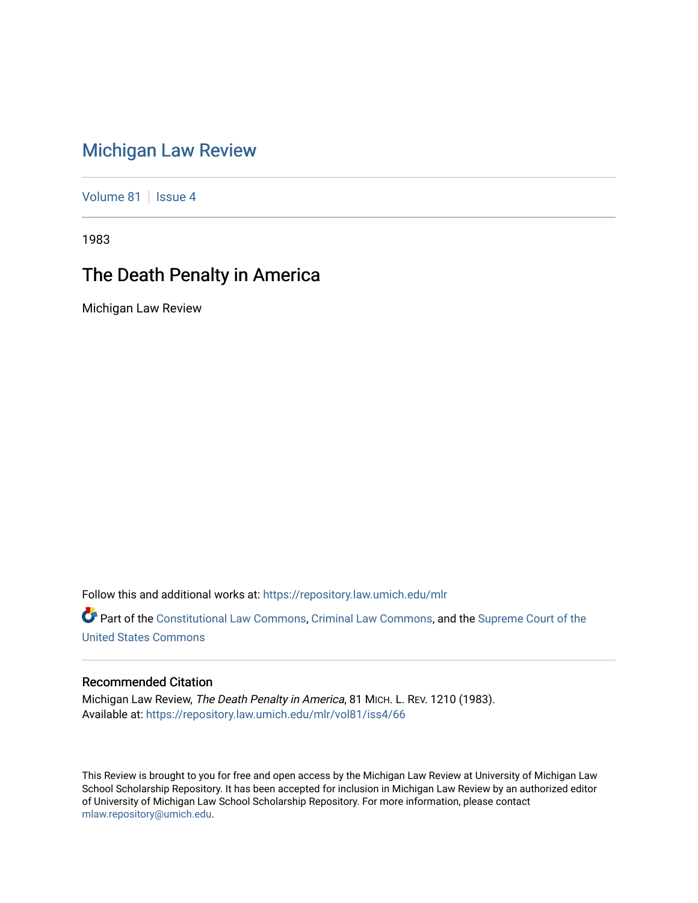# Michigan Law Review

Volume 81 | Issue 4

1983

## The Death Penalty in America

Michigan Law Review

Follow this and additional works at: https://repository.law.umich.edu/mlr

Part of the Constitutional Law Commons, Criminal Law Commons, and the Supreme Court of the United States Commons

### Recommended Citation

Michigan Law Review, *The Death Penalty in America*, 81 MICH. L. REV. 1210 (1983).
Available at: https://repository.law.umich.edu/mlr/vol81/iss4/66

This Review is brought to you for free and open access by the Michigan Law Review at University of Michigan Law School Scholarship Repository. It has been accepted for inclusion in Michigan Law Review by an authorized editor of University of Michigan Law School Scholarship Repository. For more information, please contact mlaw.repository@umich.edu.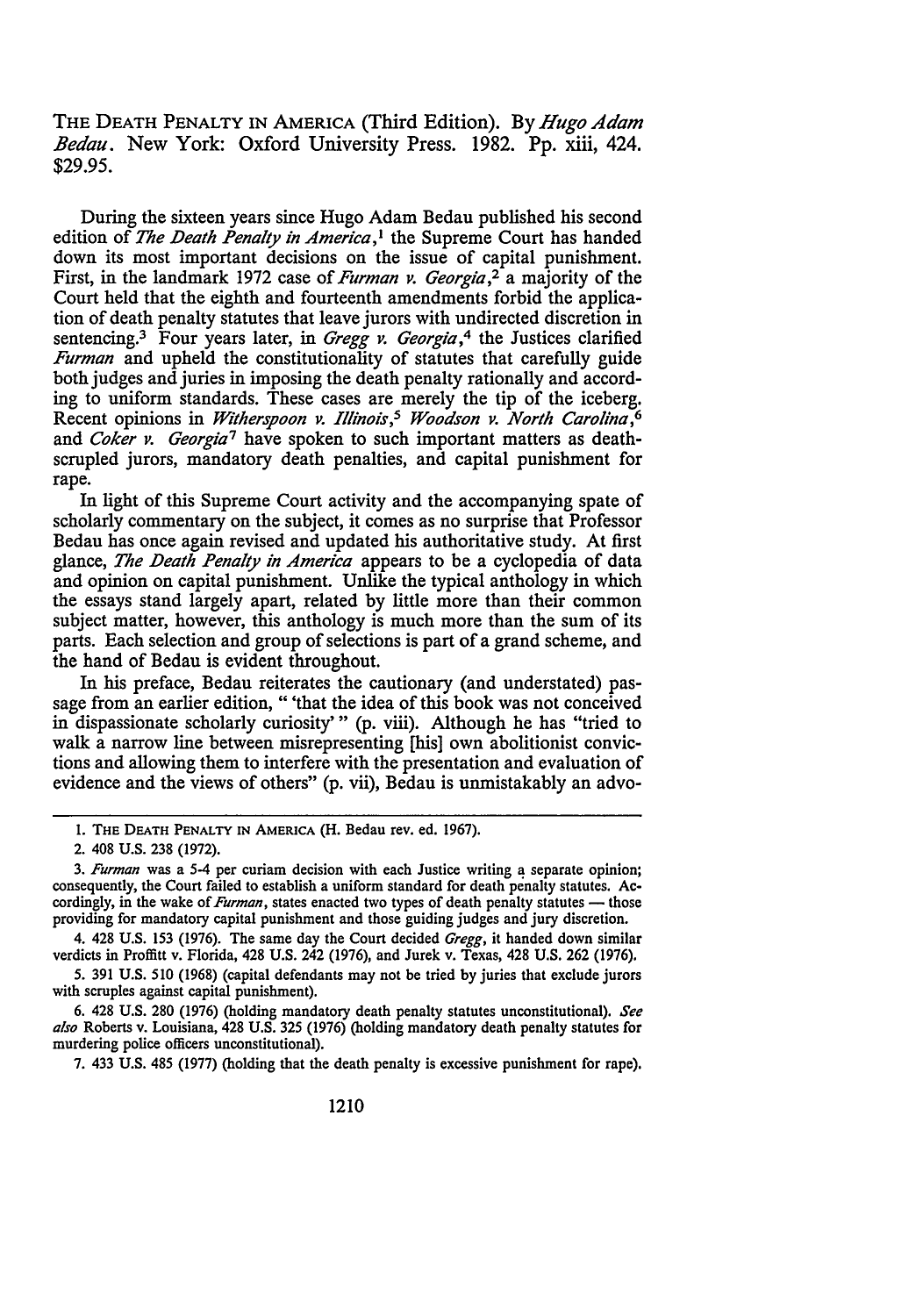THE DEATH PENALTY IN AMERICA (Third Edition). By *Hugo Adam Bedau*. New York: Oxford University Press. 1982. Pp. xiii, 424. $29.95.

During the sixteen years since Hugo Adam Bedau published his second edition of *The Death Penalty in America*,[1] the Supreme Court has handed down its most important decisions on the issue of capital punishment. First, in the landmark 1972 case of *Furman v. Georgia*,[2] a majority of the Court held that the eighth and fourteenth amendments forbid the application of death penalty statutes that leave jurors with undirected discretion in sentencing.[3] Four years later, in *Gregg v. Georgia*,[4] the Justices clarified *Furman* and upheld the constitutionality of statutes that carefully guide both judges and juries in imposing the death penalty rationally and according to uniform standards. These cases are merely the tip of the iceberg. Recent opinions in *Witherspoon v. Illinois*,[5] *Woodson v. North Carolina*,[6] and *Coker v. Georgia*[7] have spoken to such important matters as death-scrupled jurors, mandatory death penalties, and capital punishment for rape.

In light of this Supreme Court activity and the accompanying spate of scholarly commentary on the subject, it comes as no surprise that Professor Bedau has once again revised and updated his authoritative study. At first glance, *The Death Penalty in America* appears to be a cyclopedia of data and opinion on capital punishment. Unlike the typical anthology in which the essays stand largely apart, related by little more than their common subject matter, however, this anthology is much more than the sum of its parts. Each selection and group of selections is part of a grand scheme, and the hand of Bedau is evident throughout.

In his preface, Bedau reiterates the cautionary (and understated) passage from an earlier edition, " 'that the idea of this book was not conceived in dispassionate scholarly curiosity' " (p. viii). Although he has "tried to walk a narrow line between misrepresenting [his] own abolitionist convictions and allowing them to interfere with the presentation and evaluation of evidence and the views of others" (p. vii), Bedau is unmistakably an advo-

---

1. THE DEATH PENALTY IN AMERICA (H. Bedau rev. ed. 1967).

2. 408 U.S. 238 (1972).

3. *Furman* was a 5-4 per curiam decision with each Justice writing a separate opinion; consequently, the Court failed to establish a uniform standard for death penalty statutes. Accordingly, in the wake of *Furman*, states enacted two types of death penalty statutes — those providing for mandatory capital punishment and those guiding judges and jury discretion.

4. 428 U.S. 153 (1976). The same day the Court decided *Gregg*, it handed down similar verdicts in Proffitt v. Florida, 428 U.S. 242 (1976), and Jurek v. Texas, 428 U.S. 262 (1976).

5. 391 U.S. 510 (1968) (capital defendants may not be tried by juries that exclude jurors with scruples against capital punishment).

6. 428 U.S. 280 (1976) (holding mandatory death penalty statutes unconstitutional). *See also* Roberts v. Louisiana, 428 U.S. 325 (1976) (holding mandatory death penalty statutes for murdering police officers unconstitutional).

7. 433 U.S. 485 (1977) (holding that the death penalty is excessive punishment for rape).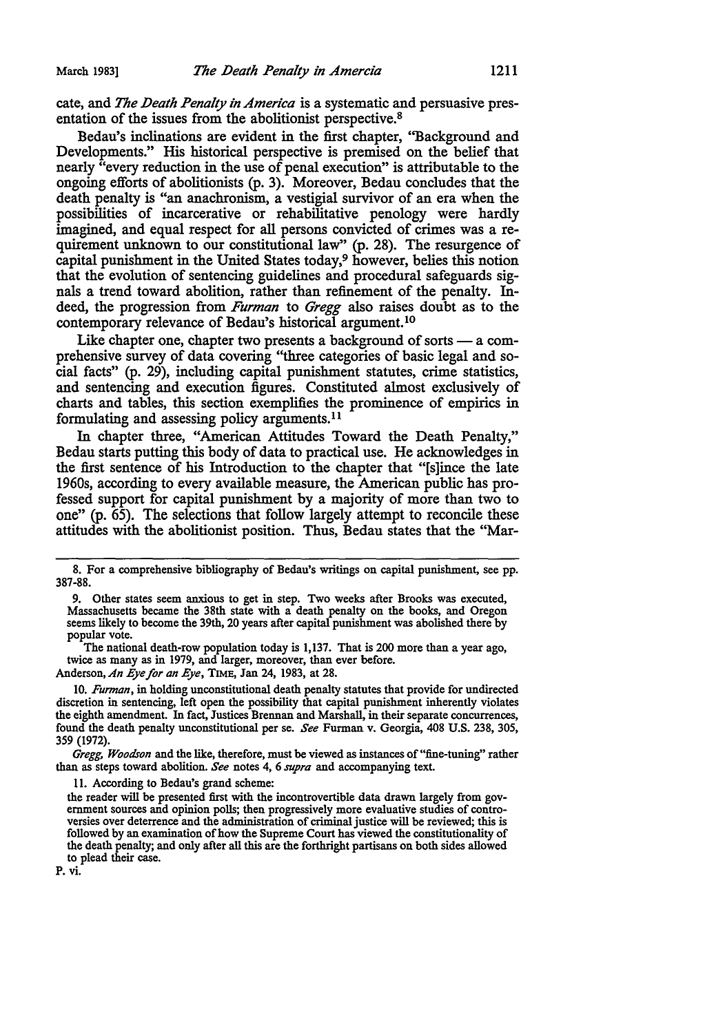cate, and *The Death Penalty in America* is a systematic and persuasive presentation of the issues from the abolitionist perspective.[8]

Bedau's inclinations are evident in the first chapter, "Background and Developments." His historical perspective is premised on the belief that nearly "every reduction in the use of penal execution" is attributable to the ongoing efforts of abolitionists (p. 3). Moreover, Bedau concludes that the death penalty is "an anachronism, a vestigial survivor of an era when the possibilities of incarcerative or rehabilitative penology were hardly imagined, and equal respect for all persons convicted of crimes was a requirement unknown to our constitutional law" (p. 28). The resurgence of capital punishment in the United States today,[9] however, belies this notion that the evolution of sentencing guidelines and procedural safeguards signals a trend toward abolition, rather than refinement of the penalty. Indeed, the progression from *Furman* to *Gregg* also raises doubt as to the contemporary relevance of Bedau's historical argument.[10]

Like chapter one, chapter two presents a background of sorts — a comprehensive survey of data covering "three categories of basic legal and social facts" (p. 29), including capital punishment statutes, crime statistics, and sentencing and execution figures. Constituted almost exclusively of charts and tables, this section exemplifies the prominence of empirics in formulating and assessing policy arguments.[11]

In chapter three, "American Attitudes Toward the Death Penalty," Bedau starts putting this body of data to practical use. He acknowledges in the first sentence of his Introduction to the chapter that "[s]ince the late 1960s, according to every available measure, the American public has professed support for capital punishment by a majority of more than two to one" (p. 65). The selections that follow largely attempt to reconcile these attitudes with the abolitionist position. Thus, Bedau states that the "Mar-

---

8. For a comprehensive bibliography of Bedau's writings on capital punishment, see pp. 387-88.

9. Other states seem anxious to get in step. Two weeks after Brooks was executed, Massachusetts became the 38th state with a death penalty on the books, and Oregon seems likely to become the 39th, 20 years after capital punishment was abolished there by popular vote.

The national death-row population today is 1,137. That is 200 more than a year ago, twice as many as in 1979, and larger, moreover, than ever before.

Anderson, *An Eye for an Eye*, TIME, Jan 24, 1983, at 28.

10. *Furman*, in holding unconstitutional death penalty statutes that provide for undirected discretion in sentencing, left open the possibility that capital punishment inherently violates the eighth amendment. In fact, Justices Brennan and Marshall, in their separate concurrences, found the death penalty unconstitutional per se. *See* Furman v. Georgia, 408 U.S. 238, 305, 359 (1972).

*Gregg, Woodson* and the like, therefore, must be viewed as instances of "fine-tuning" rather than as steps toward abolition. *See* notes 4, 6 *supra* and accompanying text.

11. According to Bedau's grand scheme:

the reader will be presented first with the incontrovertible data drawn largely from government sources and opinion polls; then progressively more evaluative studies of controversies over deterrence and the administration of criminal justice will be reviewed; this is followed by an examination of how the Supreme Court has viewed the constitutionality of the death penalty; and only after all this are the forthright partisans on both sides allowed to plead their case.

P. vi.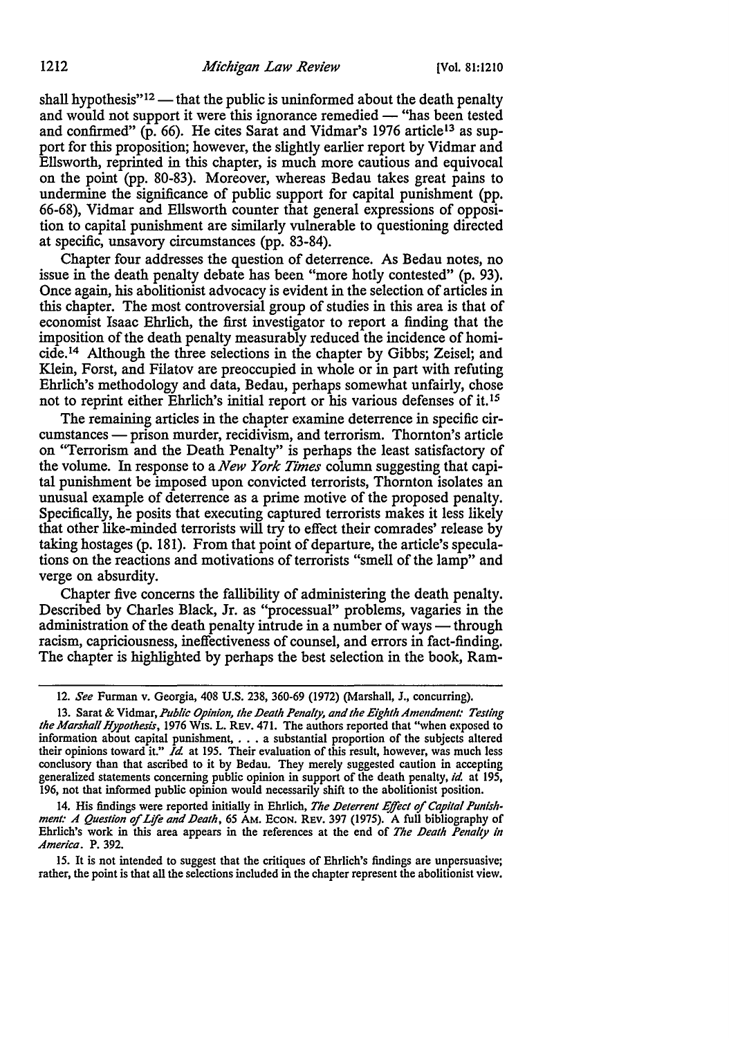shall hypothesis"[12] — that the public is uninformed about the death penalty and would not support it were this ignorance remedied — "has been tested and confirmed" (p. 66). He cites Sarat and Vidmar's 1976 article[13] as support for this proposition; however, the slightly earlier report by Vidmar and Ellsworth, reprinted in this chapter, is much more cautious and equivocal on the point (pp. 80-83). Moreover, whereas Bedau takes great pains to undermine the significance of public support for capital punishment (pp. 66-68), Vidmar and Ellsworth counter that general expressions of opposition to capital punishment are similarly vulnerable to questioning directed at specific, unsavory circumstances (pp. 83-84).

Chapter four addresses the question of deterrence. As Bedau notes, no issue in the death penalty debate has been "more hotly contested" (p. 93). Once again, his abolitionist advocacy is evident in the selection of articles in this chapter. The most controversial group of studies in this area is that of economist Isaac Ehrlich, the first investigator to report a finding that the imposition of the death penalty measurably reduced the incidence of homicide.[14] Although the three selections in the chapter by Gibbs; Zeisel; and Klein, Forst, and Filatov are preoccupied in whole or in part with refuting Ehrlich's methodology and data, Bedau, perhaps somewhat unfairly, chose not to reprint either Ehrlich's initial report or his various defenses of it.[15]

The remaining articles in the chapter examine deterrence in specific circumstances — prison murder, recidivism, and terrorism. Thornton's article on "Terrorism and the Death Penalty" is perhaps the least satisfactory of the volume. In response to a *New York Times* column suggesting that capital punishment be imposed upon convicted terrorists, Thornton isolates an unusual example of deterrence as a prime motive of the proposed penalty. Specifically, he posits that executing captured terrorists makes it less likely that other like-minded terrorists will try to effect their comrades' release by taking hostages (p. 181). From that point of departure, the article's speculations on the reactions and motivations of terrorists "smell of the lamp" and verge on absurdity.

Chapter five concerns the fallibility of administering the death penalty. Described by Charles Black, Jr. as "processual" problems, vagaries in the administration of the death penalty intrude in a number of ways — through racism, capriciousness, ineffectiveness of counsel, and errors in fact-finding. The chapter is highlighted by perhaps the best selection in the book, Ram-

---

12. *See* Furman v. Georgia, 408 U.S. 238, 360-69 (1972) (Marshall, J., concurring).

13. Sarat & Vidmar, *Public Opinion, the Death Penalty, and the Eighth Amendment: Testing the Marshall Hypothesis*, 1976 Wis. L. Rev. 471. The authors reported that "when exposed to information about capital punishment, . . . a substantial proportion of the subjects altered their opinions toward it." *Id.* at 195. Their evaluation of this result, however, was much less conclusory than that ascribed to it by Bedau. They merely suggested caution in accepting generalized statements concerning public opinion in support of the death penalty, *id.* at 195, 196, not that informed public opinion would necessarily shift to the abolitionist position.

14. His findings were reported initially in Ehrlich, *The Deterrent Effect of Capital Punishment: A Question of Life and Death*, 65 Am. Econ. Rev. 397 (1975). A full bibliography of Ehrlich's work in this area appears in the references at the end of *The Death Penalty in America*. P. 392.

15. It is not intended to suggest that the critiques of Ehrlich's findings are unpersuasive; rather, the point is that all the selections included in the chapter represent the abolitionist view.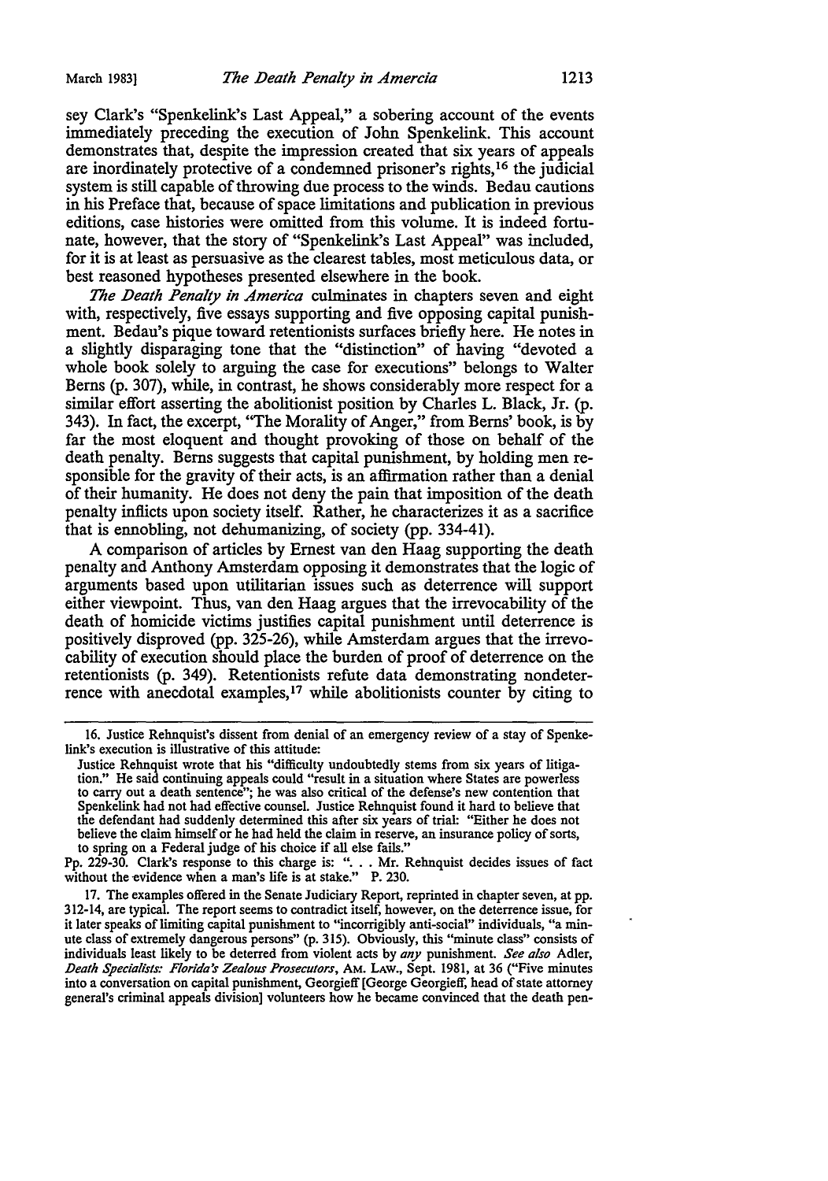sey Clark's "Spenkelink's Last Appeal," a sobering account of the events immediately preceding the execution of John Spenkelink. This account demonstrates that, despite the impression created that six years of appeals are inordinately protective of a condemned prisoner's rights,[16] the judicial system is still capable of throwing due process to the winds. Bedau cautions in his Preface that, because of space limitations and publication in previous editions, case histories were omitted from this volume. It is indeed fortunate, however, that the story of "Spenkelink's Last Appeal" was included, for it is at least as persuasive as the clearest tables, most meticulous data, or best reasoned hypotheses presented elsewhere in the book.

*The Death Penalty in America* culminates in chapters seven and eight with, respectively, five essays supporting and five opposing capital punishment. Bedau's pique toward retentionists surfaces briefly here. He notes in a slightly disparaging tone that the "distinction" of having "devoted a whole book solely to arguing the case for executions" belongs to Walter Berns (p. 307), while, in contrast, he shows considerably more respect for a similar effort asserting the abolitionist position by Charles L. Black, Jr. (p. 343). In fact, the excerpt, "The Morality of Anger," from Berns' book, is by far the most eloquent and thought provoking of those on behalf of the death penalty. Berns suggests that capital punishment, by holding men responsible for the gravity of their acts, is an affirmation rather than a denial of their humanity. He does not deny the pain that imposition of the death penalty inflicts upon society itself. Rather, he characterizes it as a sacrifice that is ennobling, not dehumanizing, of society (pp. 334-41).

A comparison of articles by Ernest van den Haag supporting the death penalty and Anthony Amsterdam opposing it demonstrates that the logic of arguments based upon utilitarian issues such as deterrence will support either viewpoint. Thus, van den Haag argues that the irrevocability of the death of homicide victims justifies capital punishment until deterrence is positively disproved (pp. 325-26), while Amsterdam argues that the irrevocability of execution should place the burden of proof of deterrence on the retentionists (p. 349). Retentionists refute data demonstrating nondeterrence with anecdotal examples,[17] while abolitionists counter by citing to

---

16. Justice Rehnquist's dissent from denial of an emergency review of a stay of Spenkelink's execution is illustrative of this attitude:

> Justice Rehnquist wrote that his "difficulty undoubtedly stems from six years of litigation." He said continuing appeals could "result in a situation where States are powerless to carry out a death sentence"; he was also critical of the defense's new contention that Spenkelink had not had effective counsel. Justice Rehnquist found it hard to believe that the defendant had suddenly determined this after six years of trial: "Either he does not believe the claim himself or he had held the claim in reserve, an insurance policy of sorts, to spring on a Federal judge of his choice if all else fails."

Pp. 229-30. Clark's response to this charge is: ". . . Mr. Rehnquist decides issues of fact without the evidence when a man's life is at stake." P. 230.

17. The examples offered in the Senate Judiciary Report, reprinted in chapter seven, at pp. 312-14, are typical. The report seems to contradict itself, however, on the deterrence issue, for it later speaks of limiting capital punishment to "incorrigibly anti-social" individuals, "a minute class of extremely dangerous persons" (p. 315). Obviously, this "minute class" consists of individuals least likely to be deterred from violent acts by *any* punishment. *See also* Adler, *Death Specialists: Florida's Zealous Prosecutors*, AM. LAW., Sept. 1981, at 36 ("Five minutes into a conversation on capital punishment, Georgieff [George Georgieff, head of state attorney general's criminal appeals division] volunteers how he became convinced that the death pen-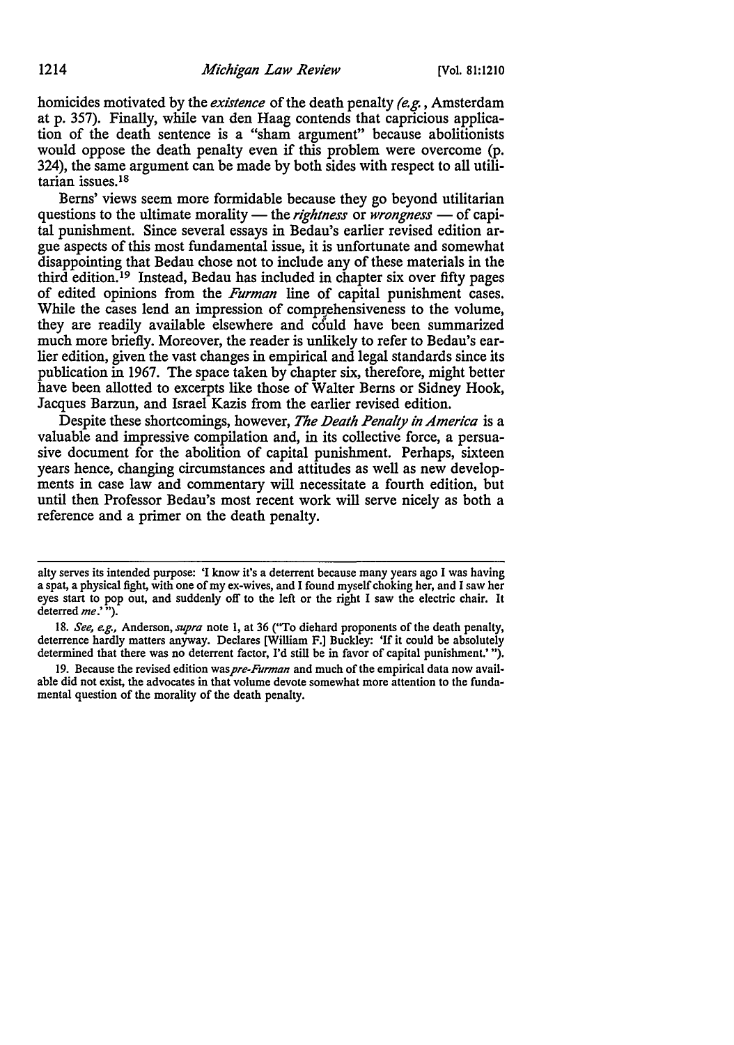homicides motivated by the *existence* of the death penalty (*e.g.*, Amsterdam at p. 357). Finally, while van den Haag contends that capricious application of the death sentence is a "sham argument" because abolitionists would oppose the death penalty even if this problem were overcome (p. 324), the same argument can be made by both sides with respect to all utilitarian issues.[18]

Berns' views seem more formidable because they go beyond utilitarian questions to the ultimate morality — the *rightness* or *wrongness* — of capital punishment. Since several essays in Bedau's earlier revised edition argue aspects of this most fundamental issue, it is unfortunate and somewhat disappointing that Bedau chose not to include any of these materials in the third edition.[19] Instead, Bedau has included in chapter six over fifty pages of edited opinions from the *Furman* line of capital punishment cases. While the cases lend an impression of comprehensiveness to the volume, they are readily available elsewhere and could have been summarized much more briefly. Moreover, the reader is unlikely to refer to Bedau's earlier edition, given the vast changes in empirical and legal standards since its publication in 1967. The space taken by chapter six, therefore, might better have been allotted to excerpts like those of Walter Berns or Sidney Hook, Jacques Barzun, and Israel Kazis from the earlier revised edition.

Despite these shortcomings, however, *The Death Penalty in America* is a valuable and impressive compilation and, in its collective force, a persuasive document for the abolition of capital punishment. Perhaps, sixteen years hence, changing circumstances and attitudes as well as new developments in case law and commentary will necessitate a fourth edition, but until then Professor Bedau's most recent work will serve nicely as both a reference and a primer on the death penalty.

---

alty serves its intended purpose: 'I know it's a deterrent because many years ago I was having a spat, a physical fight, with one of my ex-wives, and I found myself choking her, and I saw her eyes start to pop out, and suddenly off to the left or the right I saw the electric chair. It deterred *me*.' ").

18. *See, e.g.*, Anderson, *supra* note 1, at 36 ("To diehard proponents of the death penalty, deterrence hardly matters anyway. Declares [William F.] Buckley: 'If it could be absolutely determined that there was no deterrent factor, I'd still be in favor of capital punishment.' ").

19. Because the revised edition was *pre-Furman* and much of the empirical data now available did not exist, the advocates in that volume devote somewhat more attention to the fundamental question of the morality of the death penalty.